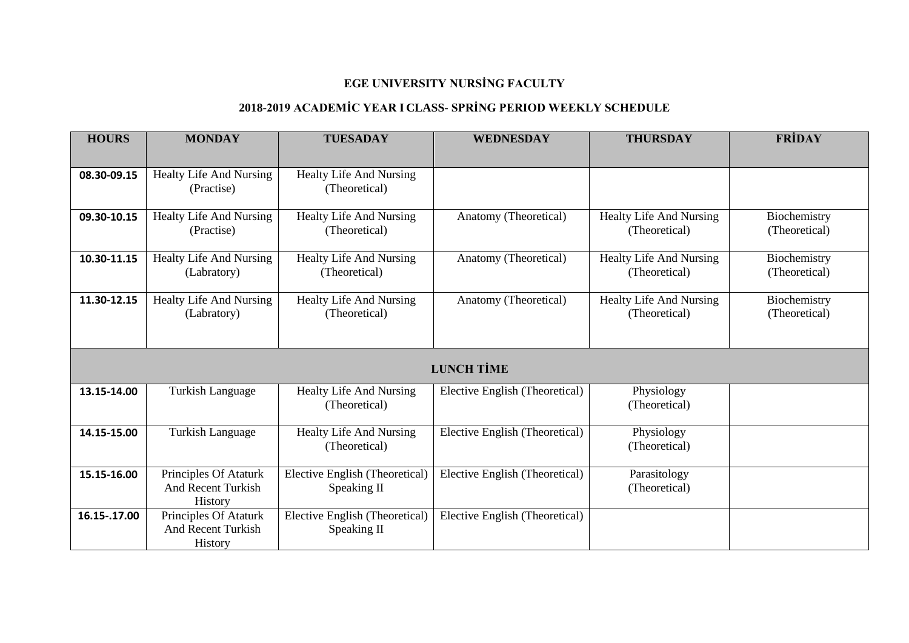**EGE UNIVERSITY NURSİNG FACULTY**

**2018-2019 ACADEMİC YEAR I CLASS- SPRİNG PERIOD WEEKLY SCHEDULE**

| HOURS | MONDAY | TUESADAY | WEDNESDAY | THURSDAY | FRİDAY |
|---|---|---|---|---|---|
| 08.30-09.15 | Healty Life And Nursing (Practise) | Healty Life And Nursing (Theoretical) | | | |
| 09.30-10.15 | Healty Life And Nursing (Practise) | Healty Life And Nursing (Theoretical) | Anatomy (Theoretical) | Healty Life And Nursing (Theoretical) | Biochemistry (Theoretical) |
| 10.30-11.15 | Healty Life And Nursing (Labratory) | Healty Life And Nursing (Theoretical) | Anatomy (Theoretical) | Healty Life And Nursing (Theoretical) | Biochemistry (Theoretical) |
| 11.30-12.15 | Healty Life And Nursing (Labratory) | Healty Life And Nursing (Theoretical) | Anatomy (Theoretical) | Healty Life And Nursing (Theoretical) | Biochemistry (Theoretical) |
| LUNCH TİME | | | | | |
| 13.15-14.00 | Turkish Language | Healty Life And Nursing (Theoretical) | Elective English (Theoretical) | Physiology (Theoretical) | |
| 14.15-15.00 | Turkish Language | Healty Life And Nursing (Theoretical) | Elective English (Theoretical) | Physiology (Theoretical) | |
| 15.15-16.00 | Principles Of Ataturk And Recent Turkish History | Elective English (Theoretical) Speaking II | Elective English (Theoretical) | Parasitology (Theoretical) | |
| 16.15-.17.00 | Principles Of Ataturk And Recent Turkish History | Elective English (Theoretical) Speaking II | Elective English (Theoretical) | | |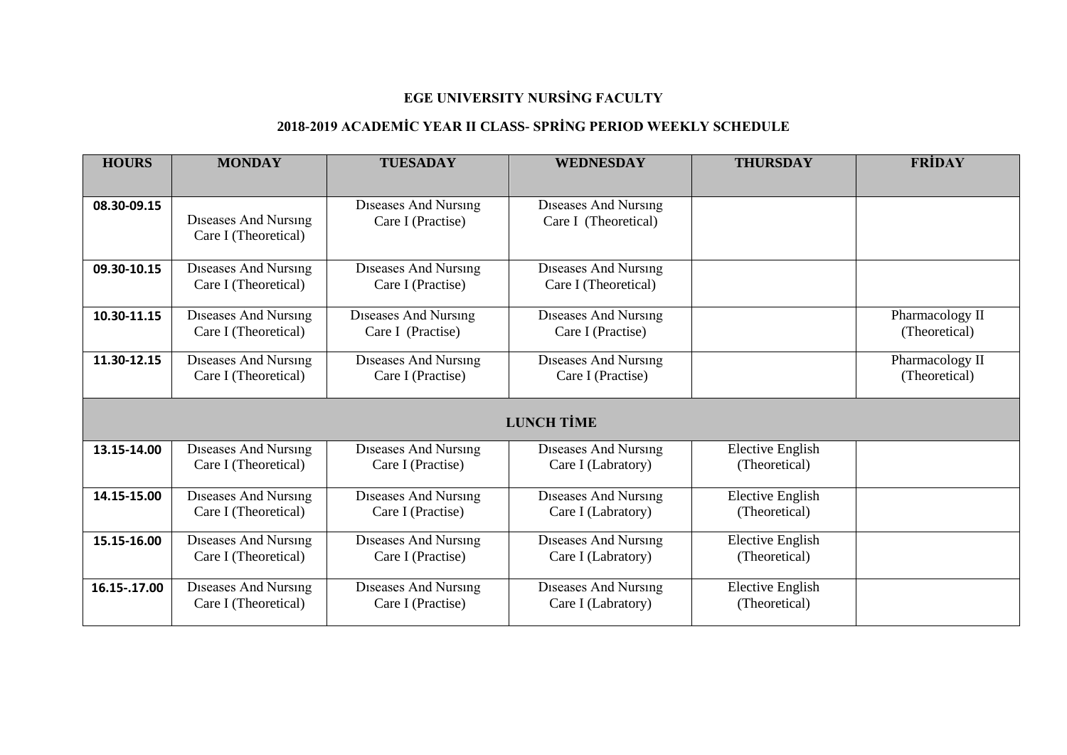**EGE UNIVERSITY NURSİNG FACULTY**

**2018-2019 ACADEMİC YEAR II CLASS- SPRİNG PERIOD WEEKLY SCHEDULE**

| HOURS | MONDAY | TUESADAY | WEDNESDAY | THURSDAY | FRİDAY |
|---|---|---|---|---|---|
| 08.30-09.15 | Dıseases And Nursıng Care I (Theoretical) | Dıseases And Nursıng Care I (Practise) | Dıseases And Nursıng Care I (Theoretical) | | |
| 09.30-10.15 | Dıseases And Nursıng Care I (Theoretical) | Dıseases And Nursıng Care I (Practise) | Dıseases And Nursıng Care I (Theoretical) | | |
| 10.30-11.15 | Dıseases And Nursıng Care I (Theoretical) | Dıseases And Nursıng Care I (Practise) | Dıseases And Nursıng Care I (Practise) | | Pharmacology II (Theoretical) |
| 11.30-12.15 | Dıseases And Nursıng Care I (Theoretical) | Dıseases And Nursıng Care I (Practise) | Dıseases And Nursıng Care I (Practise) | | Pharmacology II (Theoretical) |
| **LUNCH TİME** | | | | | |
| 13.15-14.00 | Dıseases And Nursıng Care I (Theoretical) | Dıseases And Nursıng Care I (Practise) | Dıseases And Nursıng Care I (Labratory) | Elective English (Theoretical) | |
| 14.15-15.00 | Dıseases And Nursıng Care I (Theoretical) | Dıseases And Nursıng Care I (Practise) | Dıseases And Nursıng Care I (Labratory) | Elective English (Theoretical) | |
| 15.15-16.00 | Dıseases And Nursıng Care I (Theoretical) | Dıseases And Nursıng Care I (Practise) | Dıseases And Nursıng Care I (Labratory) | Elective English (Theoretical) | |
| 16.15-.17.00 | Dıseases And Nursıng Care I (Theoretical) | Dıseases And Nursıng Care I (Practise) | Dıseases And Nursıng Care I (Labratory) | Elective English (Theoretical) | |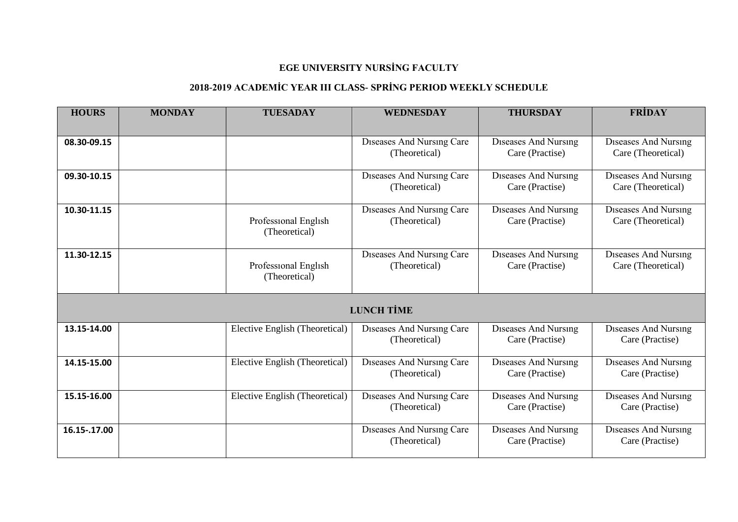**EGE UNIVERSITY NURSİNG FACULTY**

**2018-2019 ACADEMİC YEAR III CLASS- SPRİNG PERIOD WEEKLY SCHEDULE**

| HOURS | MONDAY | TUESADAY | WEDNESDAY | THURSDAY | FRİDAY |
|---|---|---|---|---|---|
| 08.30-09.15 | | | Dıseases And Nursıng Care (Theoretical) | Dıseases And Nursıng Care (Practise) | Dıseases And Nursıng Care (Theoretical) |
| 09.30-10.15 | | | Dıseases And Nursıng Care (Theoretical) | Dıseases And Nursıng Care (Practise) | Dıseases And Nursıng Care (Theoretical) |
| 10.30-11.15 | | Professıonal Englısh (Theoretical) | Dıseases And Nursıng Care (Theoretical) | Dıseases And Nursıng Care (Practise) | Dıseases And Nursıng Care (Theoretical) |
| 11.30-12.15 | | Professıonal Englısh (Theoretical) | Dıseases And Nursıng Care (Theoretical) | Dıseases And Nursıng Care (Practise) | Dıseases And Nursıng Care (Theoretical) |
| **LUNCH TİME** | | | | | |
| 13.15-14.00 | | Elective English (Theoretical) | Dıseases And Nursıng Care (Theoretical) | Dıseases And Nursıng Care (Practise) | Dıseases And Nursıng Care (Practise) |
| 14.15-15.00 | | Elective English (Theoretical) | Dıseases And Nursıng Care (Theoretical) | Dıseases And Nursıng Care (Practise) | Dıseases And Nursıng Care (Practise) |
| 15.15-16.00 | | Elective English (Theoretical) | Dıseases And Nursıng Care (Theoretical) | Dıseases And Nursıng Care (Practise) | Dıseases And Nursıng Care (Practise) |
| 16.15-.17.00 | | | Dıseases And Nursıng Care (Theoretical) | Dıseases And Nursıng Care (Practise) | Dıseases And Nursıng Care (Practise) |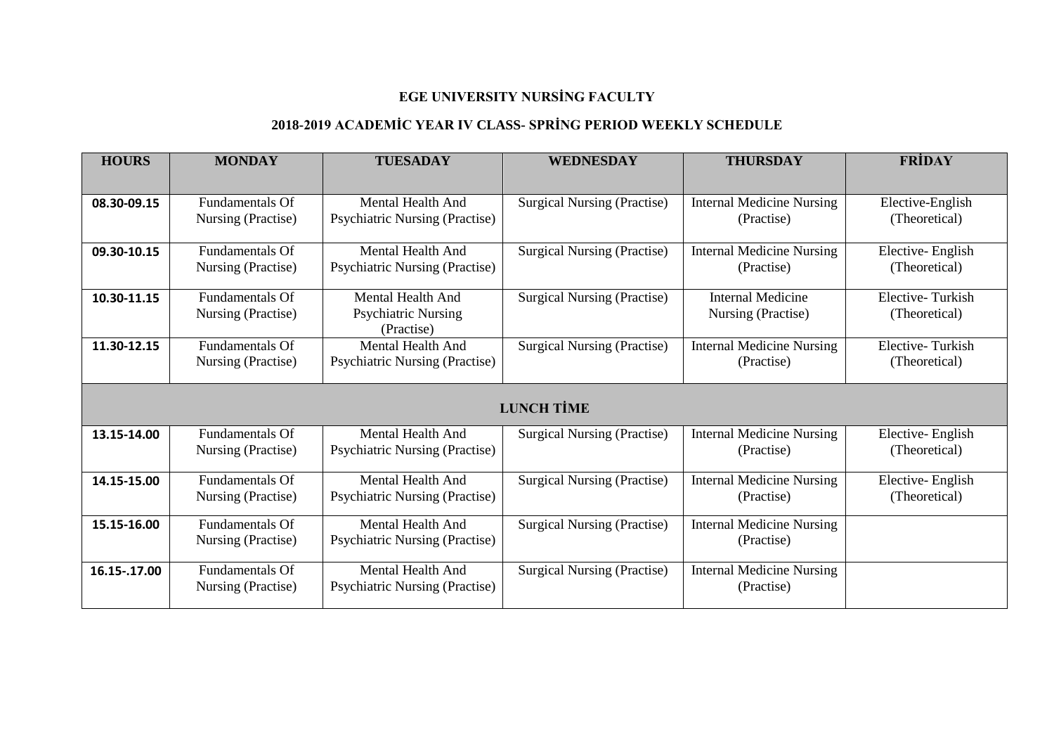**EGE UNIVERSITY NURSİNG FACULTY**

**2018-2019 ACADEMİC YEAR IV CLASS- SPRİNG PERIOD WEEKLY SCHEDULE**

| HOURS | MONDAY | TUESADAY | WEDNESDAY | THURSDAY | FRİDAY |
|---|---|---|---|---|---|
| 08.30-09.15 | Fundamentals Of Nursing (Practise) | Mental Health And Psychiatric Nursing (Practise) | Surgical Nursing (Practise) | Internal Medicine Nursing (Practise) | Elective-English (Theoretical) |
| 09.30-10.15 | Fundamentals Of Nursing (Practise) | Mental Health And Psychiatric Nursing (Practise) | Surgical Nursing (Practise) | Internal Medicine Nursing (Practise) | Elective- English (Theoretical) |
| 10.30-11.15 | Fundamentals Of Nursing (Practise) | Mental Health And Psychiatric Nursing (Practise) | Surgical Nursing (Practise) | Internal Medicine Nursing (Practise) | Elective- Turkish (Theoretical) |
| 11.30-12.15 | Fundamentals Of Nursing (Practise) | Mental Health And Psychiatric Nursing (Practise) | Surgical Nursing (Practise) | Internal Medicine Nursing (Practise) | Elective- Turkish (Theoretical) |
| **LUNCH TİME** | | | | | |
| 13.15-14.00 | Fundamentals Of Nursing (Practise) | Mental Health And Psychiatric Nursing (Practise) | Surgical Nursing (Practise) | Internal Medicine Nursing (Practise) | Elective- English (Theoretical) |
| 14.15-15.00 | Fundamentals Of Nursing (Practise) | Mental Health And Psychiatric Nursing (Practise) | Surgical Nursing (Practise) | Internal Medicine Nursing (Practise) | Elective- English (Theoretical) |
| 15.15-16.00 | Fundamentals Of Nursing (Practise) | Mental Health And Psychiatric Nursing (Practise) | Surgical Nursing (Practise) | Internal Medicine Nursing (Practise) | |
| 16.15-.17.00 | Fundamentals Of Nursing (Practise) | Mental Health And Psychiatric Nursing (Practise) | Surgical Nursing (Practise) | Internal Medicine Nursing (Practise) | |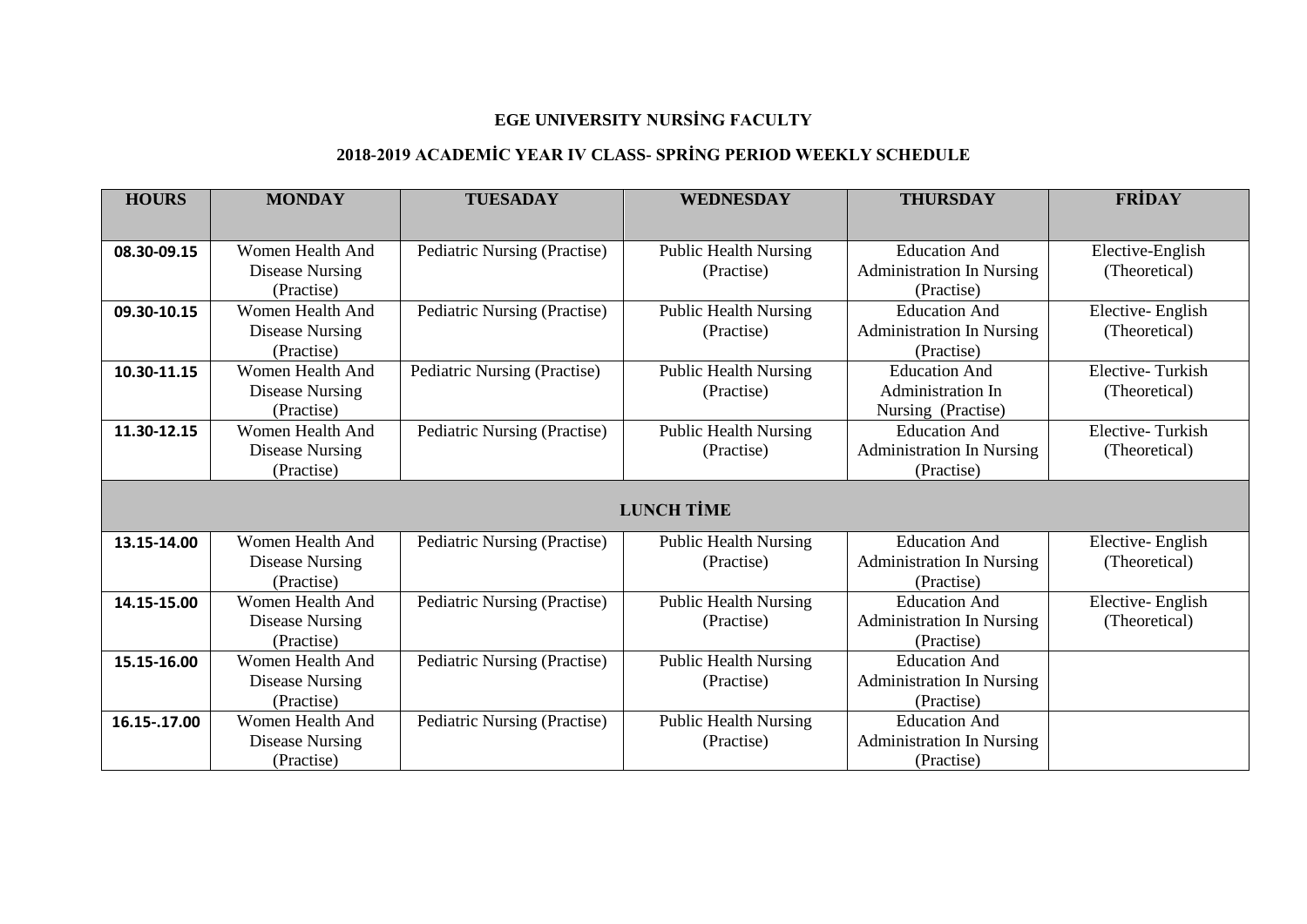**EGE UNIVERSITY NURSİNG FACULTY**

**2018-2019 ACADEMİC YEAR IV CLASS- SPRİNG PERIOD WEEKLY SCHEDULE**

| HOURS | MONDAY | TUESADAY | WEDNESDAY | THURSDAY | FRİDAY |
|---|---|---|---|---|---|
| 08.30-09.15 | Women Health And Disease Nursing (Practise) | Pediatric Nursing (Practise) | Public Health Nursing (Practise) | Education And Administration In Nursing (Practise) | Elective-English (Theoretical) |
| 09.30-10.15 | Women Health And Disease Nursing (Practise) | Pediatric Nursing (Practise) | Public Health Nursing (Practise) | Education And Administration In Nursing (Practise) | Elective- English (Theoretical) |
| 10.30-11.15 | Women Health And Disease Nursing (Practise) | Pediatric Nursing (Practise) | Public Health Nursing (Practise) | Education And Administration In Nursing (Practise) | Elective- Turkish (Theoretical) |
| 11.30-12.15 | Women Health And Disease Nursing (Practise) | Pediatric Nursing (Practise) | Public Health Nursing (Practise) | Education And Administration In Nursing (Practise) | Elective- Turkish (Theoretical) |
| **LUNCH TİME** | | | | | |
| 13.15-14.00 | Women Health And Disease Nursing (Practise) | Pediatric Nursing (Practise) | Public Health Nursing (Practise) | Education And Administration In Nursing (Practise) | Elective- English (Theoretical) |
| 14.15-15.00 | Women Health And Disease Nursing (Practise) | Pediatric Nursing (Practise) | Public Health Nursing (Practise) | Education And Administration In Nursing (Practise) | Elective- English (Theoretical) |
| 15.15-16.00 | Women Health And Disease Nursing (Practise) | Pediatric Nursing (Practise) | Public Health Nursing (Practise) | Education And Administration In Nursing (Practise) | |
| 16.15-.17.00 | Women Health And Disease Nursing (Practise) | Pediatric Nursing (Practise) | Public Health Nursing (Practise) | Education And Administration In Nursing (Practise) | |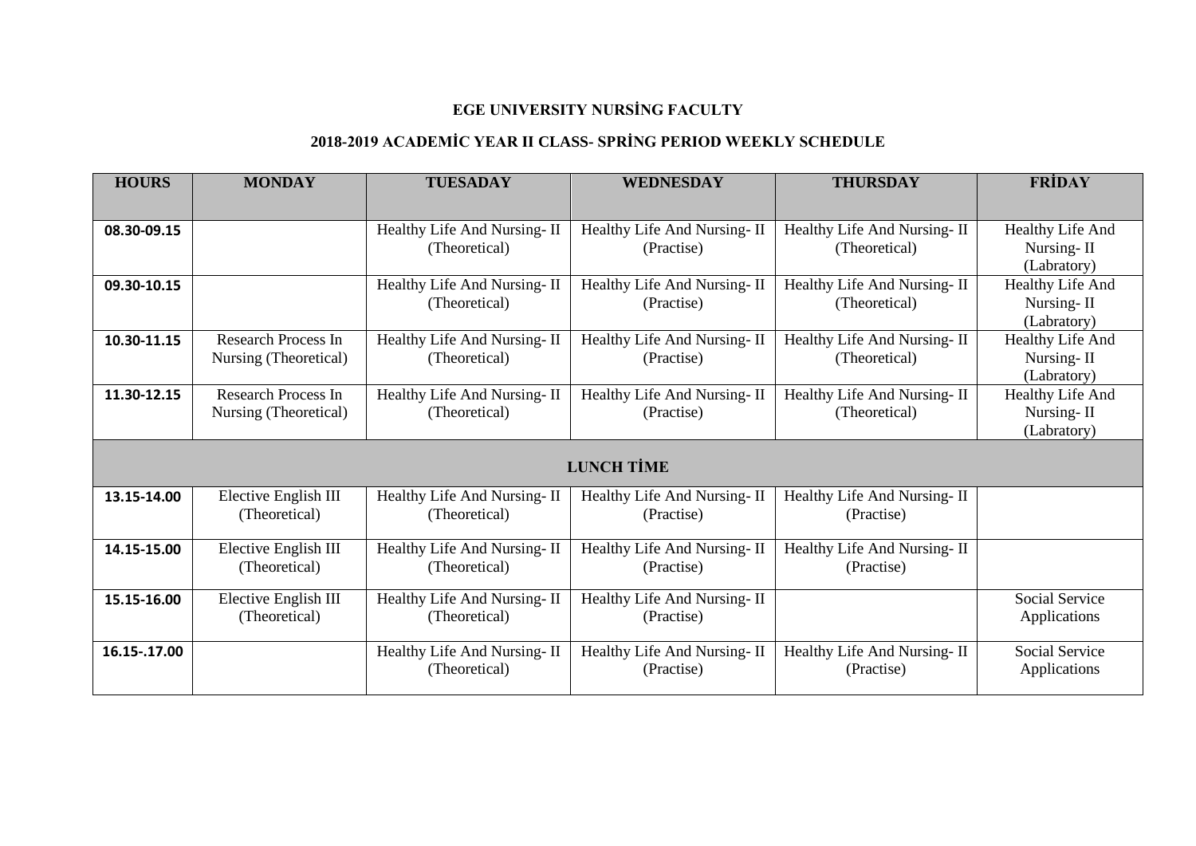**EGE UNIVERSITY NURSİNG FACULTY**

**2018-2019 ACADEMİC YEAR II CLASS- SPRİNG PERIOD WEEKLY SCHEDULE**

| HOURS | MONDAY | TUESADAY | WEDNESDAY | THURSDAY | FRİDAY |
|---|---|---|---|---|---|
| 08.30-09.15 | | Healthy Life And Nursing- II (Theoretical) | Healthy Life And Nursing- II (Practise) | Healthy Life And Nursing- II (Theoretical) | Healthy Life And Nursing- II (Labratory) |
| 09.30-10.15 | | Healthy Life And Nursing- II (Theoretical) | Healthy Life And Nursing- II (Practise) | Healthy Life And Nursing- II (Theoretical) | Healthy Life And Nursing- II (Labratory) |
| 10.30-11.15 | Research Process In Nursing (Theoretical) | Healthy Life And Nursing- II (Theoretical) | Healthy Life And Nursing- II (Practise) | Healthy Life And Nursing- II (Theoretical) | Healthy Life And Nursing- II (Labratory) |
| 11.30-12.15 | Research Process In Nursing (Theoretical) | Healthy Life And Nursing- II (Theoretical) | Healthy Life And Nursing- II (Practise) | Healthy Life And Nursing- II (Theoretical) | Healthy Life And Nursing- II (Labratory) |
| LUNCH TİME | | | | | |
| 13.15-14.00 | Elective English III (Theoretical) | Healthy Life And Nursing- II (Theoretical) | Healthy Life And Nursing- II (Practise) | Healthy Life And Nursing- II (Practise) | |
| 14.15-15.00 | Elective English III (Theoretical) | Healthy Life And Nursing- II (Theoretical) | Healthy Life And Nursing- II (Practise) | Healthy Life And Nursing- II (Practise) | |
| 15.15-16.00 | Elective English III (Theoretical) | Healthy Life And Nursing- II (Theoretical) | Healthy Life And Nursing- II (Practise) | | Social Service Applications |
| 16.15-.17.00 | | Healthy Life And Nursing- II (Theoretical) | Healthy Life And Nursing- II (Practise) | Healthy Life And Nursing- II (Practise) | Social Service Applications |